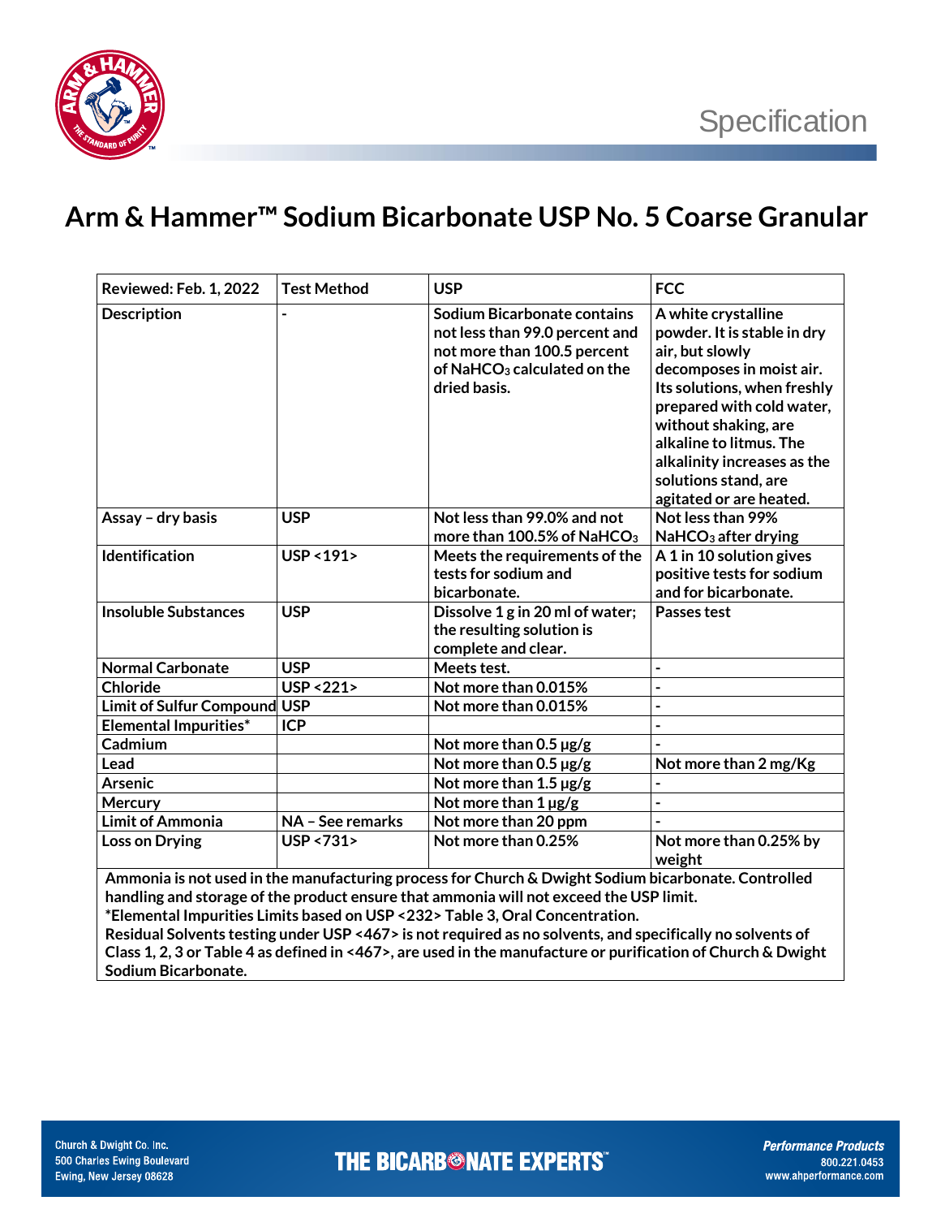Specification

# Arm & Hammer™ Sodium Bicarbonate USP No. 5 Coarse Granular

| Reviewed: Feb. 1, 2022 | Test Method | USP | FCC |
|---|---|---|---|
| Description | - | Sodium Bicarbonate contains not less than 99.0 percent and not more than 100.5 percent of $NaHCO_3$ calculated on the dried basis. | A white crystalline powder. It is stable in dry air, but slowly decomposes in moist air. Its solutions, when freshly prepared with cold water, without shaking, are alkaline to litmus. The alkalinity increases as the solutions stand, are agitated or are heated. |
| Assay – dry basis | USP | Not less than 99.0% and not more than 100.5% of $NaHCO_3$ | Not less than 99% $NaHCO_3$ after drying |
| Identification | USP <191> | Meets the requirements of the tests for sodium and bicarbonate. | A 1 in 10 solution gives positive tests for sodium and for bicarbonate. |
| Insoluble Substances | USP | Dissolve 1 g in 20 ml of water; the resulting solution is complete and clear. | Passes test |
| Normal Carbonate | USP | Meets test. | - |
| Chloride | USP <221> | Not more than 0.015% | - |
| Limit of Sulfur Compound | USP | Not more than 0.015% | - |
| Elemental Impurities* | ICP | | - |
| Cadmium | | Not more than 0.5 µg/g | - |
| Lead | | Not more than 0.5 µg/g | Not more than 2 mg/Kg |
| Arsenic | | Not more than 1.5 µg/g | - |
| Mercury | | Not more than 1 µg/g | - |
| Limit of Ammonia | NA – See remarks | Not more than 20 ppm | - |
| Loss on Drying | USP <731> | Not more than 0.25% | Not more than 0.25% by weight |

Ammonia is not used in the manufacturing process for Church & Dwight Sodium bicarbonate. Controlled handling and storage of the product ensure that ammonia will not exceed the USP limit.

*Elemental Impurities Limits based on USP <232> Table 3, Oral Concentration.

Residual Solvents testing under USP <467> is not required as no solvents, and specifically no solvents of Class 1, 2, 3 or Table 4 as defined in <467>, are used in the manufacture or purification of Church & Dwight Sodium Bicarbonate.

Church & Dwight Co. Inc.
500 Charles Ewing Boulevard
Ewing, New Jersey 08628

THE BICARBONATE EXPERTS™

*Performance Products*
800.221.0453
www.ahperformance.com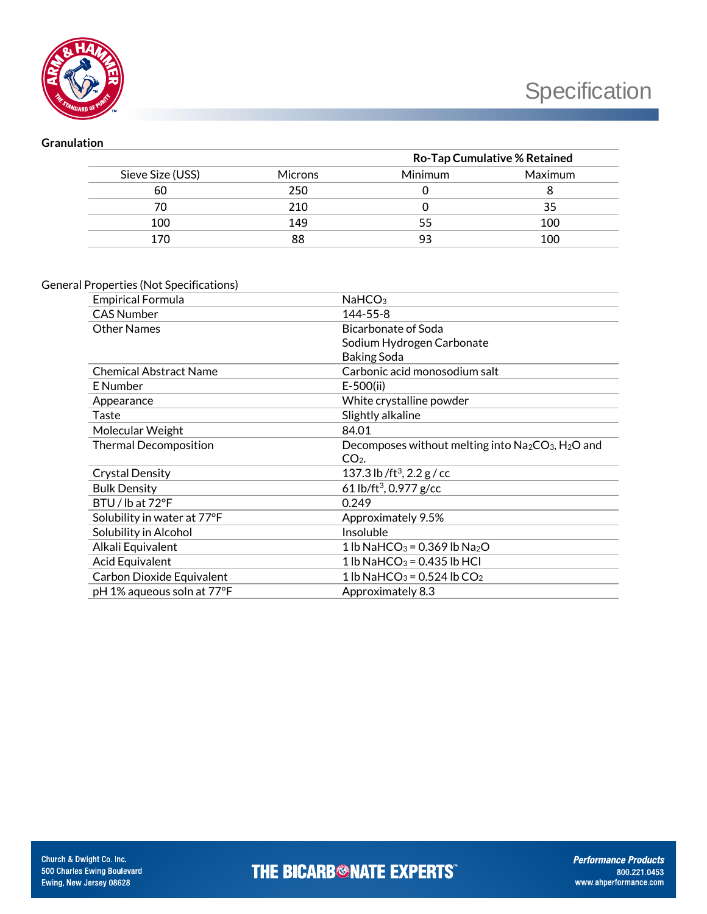Specification

## Granulation

| | | Ro-Tap Cumulative % Retained | |
|---|---|---|---|
| Sieve Size (USS) | Microns | Minimum | Maximum |
| 60 | 250 | 0 | 8 |
| 70 | 210 | 0 | 35 |
| 100 | 149 | 55 | 100 |
| 170 | 88 | 93 | 100 |

## General Properties (Not Specifications)

| | |
|---|---|
| Empirical Formula | $NaHCO_3$ |
| CAS Number | 144-55-8 |
| Other Names | Bicarbonate of Soda<br>Sodium Hydrogen Carbonate<br>Baking Soda |
| Chemical Abstract Name | Carbonic acid monosodium salt |
| E Number | E-500(ii) |
| Appearance | White crystalline powder |
| Taste | Slightly alkaline |
| Molecular Weight | 84.01 |
| Thermal Decomposition | Decomposes without melting into $Na_2CO_3$, $H_2O$ and $CO_2$. |
| Crystal Density | 137.3 lb /ft$^3$, 2.2 g / cc |
| Bulk Density | 61 lb/ft$^3$, 0.977 g/cc |
| BTU / lb at 72°F | 0.249 |
| Solubility in water at 77°F | Approximately 9.5% |
| Solubility in Alcohol | Insoluble |
| Alkali Equivalent | 1 lb $NaHCO_3$ = 0.369 lb $Na_2O$ |
| Acid Equivalent | 1 lb $NaHCO_3$ = 0.435 lb HCl |
| Carbon Dioxide Equivalent | 1 lb $NaHCO_3$ = 0.524 lb $CO_2$ |
| pH 1% aqueous soln at 77°F | Approximately 8.3 |